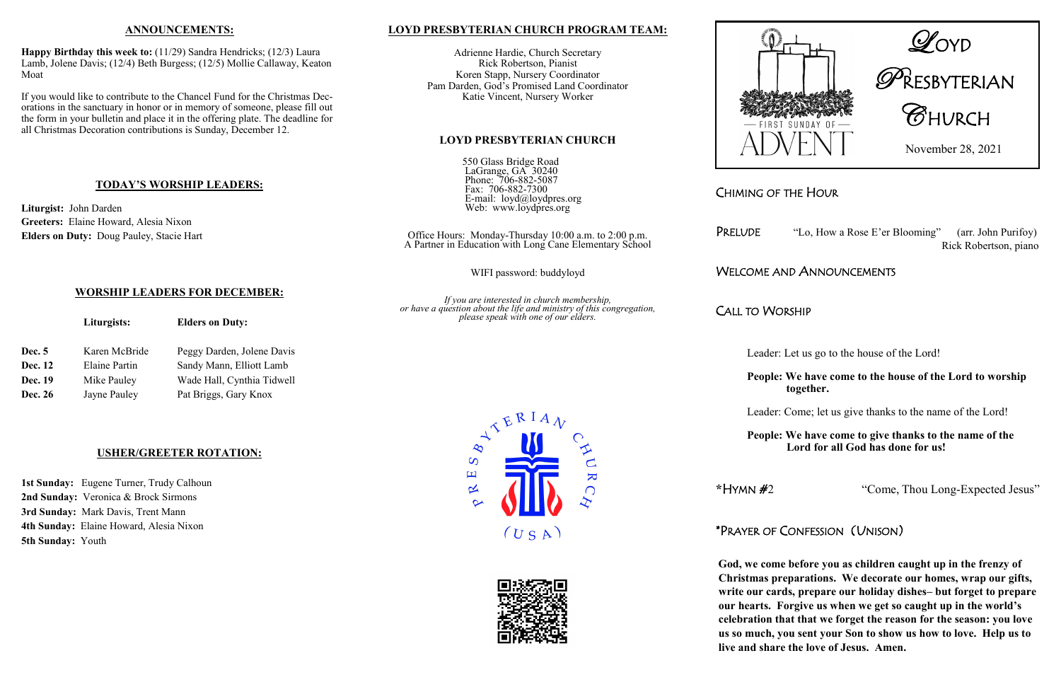## ANNOUNCEMENTS:

**Happy Birthday this week to:** (11/29) Sandra Hendricks; (12/3) Laura Lamb, Jolene Davis; (12/4) Beth Burgess; (12/5) Mollie Callaway, Keaton Moat

If you would like to contribute to the Chancel Fund for the Christmas Decorations in the sanctuary in honor or in memory of someone, please fill out the form in your bulletin and place it in the offering plate. The deadline for all Christmas Decoration contributions is Sunday, December 12.

## TODAY'S WORSHIP LEADERS:

**Liturgist:** John Darden
**Greeters:** Elaine Howard, Alesia Nixon
**Elders on Duty:** Doug Pauley, Stacie Hart

## WORSHIP LEADERS FOR DECEMBER:

| | Liturgists: | Elders on Duty: |
|---|---|---|
| **Dec. 5** | Karen McBride | Peggy Darden, Jolene Davis |
| **Dec. 12** | Elaine Partin | Sandy Mann, Elliott Lamb |
| **Dec. 19** | Mike Pauley | Wade Hall, Cynthia Tidwell |
| **Dec. 26** | Jayne Pauley | Pat Briggs, Gary Knox |

## USHER/GREETER ROTATION:

**1st Sunday:** Eugene Turner, Trudy Calhoun
**2nd Sunday:** Veronica & Brock Sirmons
**3rd Sunday:** Mark Davis, Trent Mann
**4th Sunday:** Elaine Howard, Alesia Nixon
**5th Sunday:** Youth

## LOYD PRESBYTERIAN CHURCH PROGRAM TEAM:

Adrienne Hardie, Church Secretary
Rick Robertson, Pianist
Koren Stapp, Nursery Coordinator
Pam Darden, God's Promised Land Coordinator
Katie Vincent, Nursery Worker

## LOYD PRESBYTERIAN CHURCH

550 Glass Bridge Road
LaGrange, GA 30240
Phone: 706-882-5087
Fax: 706-882-7300
E-mail: loyd@loydpres.org
Web: www.loydpres.org

Office Hours: Monday-Thursday 10:00 a.m. to 2:00 p.m.
A Partner in Education with Long Cane Elementary School

WIFI password: buddyloyd

*If you are interested in church membership, or have a question about the life and ministry of this congregation, please speak with one of our elders.*

PRESBYTERIAN CHURCH (USA)

FIRST SUNDAY OF ADVENT

# Loyd Presbyterian Church

November 28, 2021

## Chiming of the Hour

**Prelude** "Lo, How a Rose E'er Blooming" (arr. John Purifoy)
Rick Robertson, piano

## Welcome and Announcements

## Call to Worship

Leader: Let us go to the house of the Lord!

**People: We have come to the house of the Lord to worship together.**

Leader: Come; let us give thanks to the name of the Lord!

**People: We have come to give thanks to the name of the Lord for all God has done for us!**

**\*Hymn #2** "Come, Thou Long-Expected Jesus"

## *Prayer of Confession (Unison)

**God, we come before you as children caught up in the frenzy of Christmas preparations. We decorate our homes, wrap our gifts, write our cards, prepare our holiday dishes– but forget to prepare our hearts. Forgive us when we get so caught up in the world's celebration that that we forget the reason for the season: you love us so much, you sent your Son to show us how to love. Help us to live and share the love of Jesus. Amen.**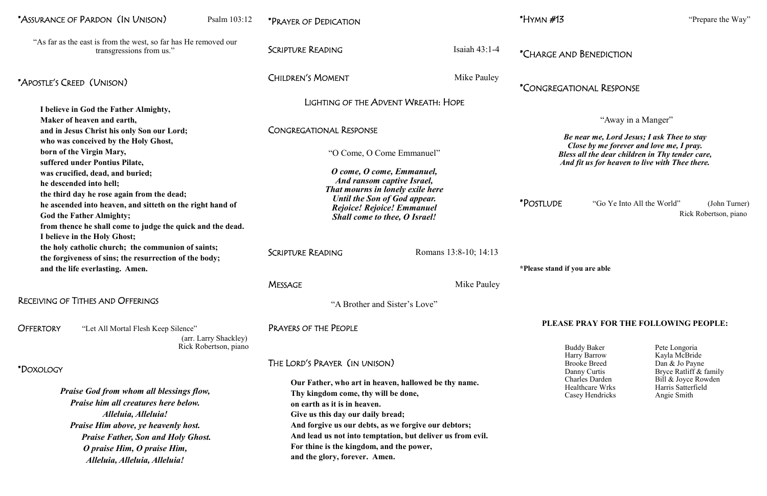## *Assurance of Pardon (In Unison) Psalm 103:12

"As far as the east is from the west, so far has He removed our transgressions from us."

## *Apostle's Creed (Unison)

**I believe in God the Father Almighty,**
**Maker of heaven and earth,**
**and in Jesus Christ his only Son our Lord;**
**who was conceived by the Holy Ghost,**
**born of the Virgin Mary,**
**suffered under Pontius Pilate,**
**was crucified, dead, and buried;**
**he descended into hell;**
**the third day he rose again from the dead;**
**he ascended into heaven, and sitteth on the right hand of God the Father Almighty;**
**from thence he shall come to judge the quick and the dead.**
**I believe in the Holy Ghost;**
**the holy catholic church; the communion of saints;**
**the forgiveness of sins; the resurrection of the body;**
**and the life everlasting. Amen.**

## Receiving of Tithes and Offerings

**Offertory** "Let All Mortal Flesh Keep Silence" (arr. Larry Shackley)
Rick Robertson, piano

## *Doxology

***Praise God from whom all blessings flow,***
***Praise him all creatures here below.***
***Alleluia, Alleluia!***
***Praise Him above, ye heavenly host.***
***Praise Father, Son and Holy Ghost.***
***O praise Him, O praise Him,***
***Alleluia, Alleluia, Alleluia!***

## *Prayer of Dedication

## Scripture Reading Isaiah 43:1-4

## Children's Moment Mike Pauley

## Lighting of the Advent Wreath: Hope

## Congregational Response

"O Come, O Come Emmanuel"

***O come, O come, Emmanuel,***
***And ransom captive Israel,***
***That mourns in lonely exile here***
***Until the Son of God appear.***
***Rejoice! Rejoice! Emmanuel***
***Shall come to thee, O Israel!***

## Scripture Reading Romans 13:8-10; 14:13

## Message Mike Pauley

"A Brother and Sister's Love"

## Prayers of the People

## The Lord's Prayer (In Unison)

**Our Father, who art in heaven, hallowed be thy name.**
**Thy kingdom come, thy will be done,**
**on earth as it is in heaven.**
**Give us this day our daily bread;**
**And forgive us our debts, as we forgive our debtors;**
**And lead us not into temptation, but deliver us from evil.**
**For thine is the kingdom, and the power,**
**and the glory, forever. Amen.**

## *Hymn #13 "Prepare the Way"

## *Charge and Benediction

## *Congregational Response

"Away in a Manger"

***Be near me, Lord Jesus; I ask Thee to stay***
***Close by me forever and love me, I pray.***
***Bless all the dear children in Thy tender care,***
***And fit us for heaven to live with Thee there.***

## *Postlude "Go Ye Into All the World" (John Turner)

Rick Robertson, piano

***Please stand if you are able**

**PLEASE PRAY FOR THE FOLLOWING PEOPLE:**

| | |
|---|---|
| Buddy Baker | Pete Longoria |
| Harry Barrow | Kayla McBride |
| Brooke Breed | Dan & Jo Payne |
| Danny Curtis | Bryce Ratliff & family |
| Charles Darden | Bill & Joyce Rowden |
| Healthcare Wrks | Harris Satterfield |
| Casey Hendricks | Angie Smith |